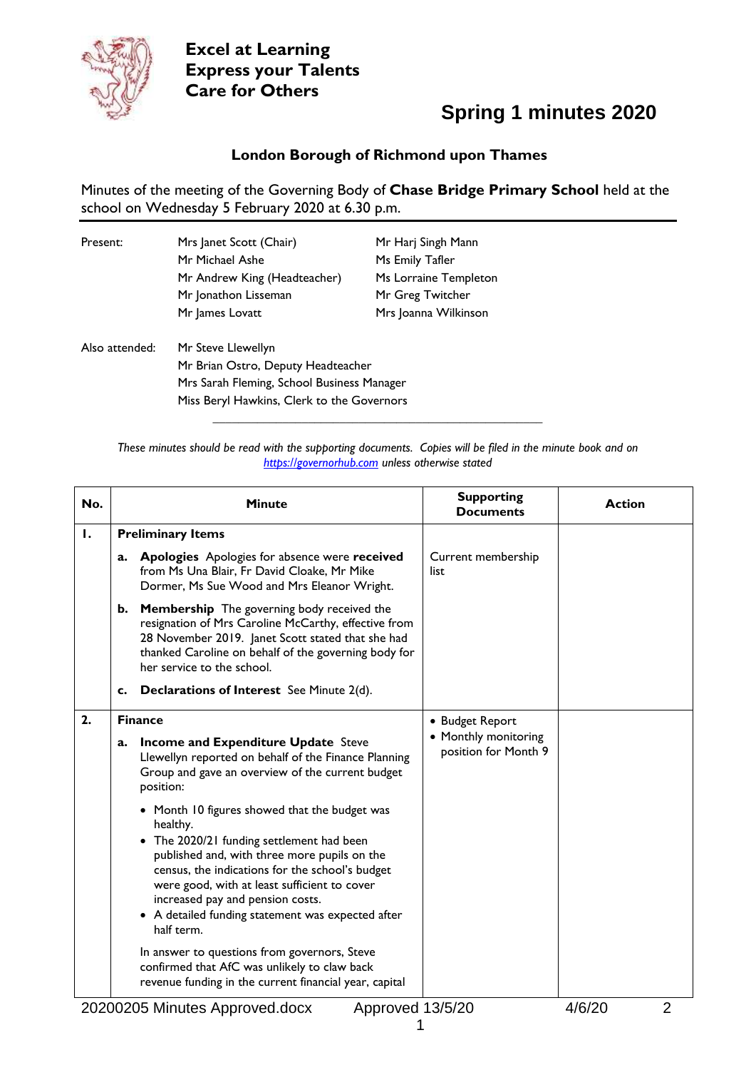**Excel at Learning**
**Express your Talents**
**Care for Others**

# Spring 1 minutes 2020

## London Borough of Richmond upon Thames

Minutes of the meeting of the Governing Body of **Chase Bridge Primary School** held at the school on Wednesday 5 February 2020 at 6.30 p.m.

| Present: | Mrs Janet Scott (Chair) | Mr Harj Singh Mann |
|---|---|---|
| | Mr Michael Ashe | Ms Emily Tafler |
| | Mr Andrew King (Headteacher) | Ms Lorraine Templeton |
| | Mr Jonathon Lisseman | Mr Greg Twitcher |
| | Mr James Lovatt | Mrs Joanna Wilkinson |

Also attended: Mr Steve Llewellyn
Mr Brian Ostro, Deputy Headteacher
Mrs Sarah Fleming, School Business Manager
Miss Beryl Hawkins, Clerk to the Governors

*These minutes should be read with the supporting documents. Copies will be filed in the minute book and on https://governorhub.com unless otherwise stated*

| No. | Minute | Supporting Documents | Action |
|---|---|---|---|
| **1.** | **Preliminary Items** | | |
| | **a. Apologies** Apologies for absence were **received** from Ms Una Blair, Fr David Cloake, Mr Mike Dormer, Ms Sue Wood and Mrs Eleanor Wright. | Current membership list | |
| | **b. Membership** The governing body received the resignation of Mrs Caroline McCarthy, effective from 28 November 2019. Janet Scott stated that she had thanked Caroline on behalf of the governing body for her service to the school. | | |
| | **c. Declarations of Interest** See Minute 2(d). | | |
| **2.** | **Finance** | • Budget Report<br>• Monthly monitoring position for Month 9 | |
| | **a. Income and Expenditure Update** Steve Llewellyn reported on behalf of the Finance Planning Group and gave an overview of the current budget position:<br>• Month 10 figures showed that the budget was healthy.<br>• The 2020/21 funding settlement had been published and, with three more pupils on the census, the indications for the school's budget were good, with at least sufficient to cover increased pay and pension costs.<br>• A detailed funding statement was expected after half term.<br><br>In answer to questions from governors, Steve confirmed that AfC was unlikely to claw back revenue funding in the current financial year, capital | | |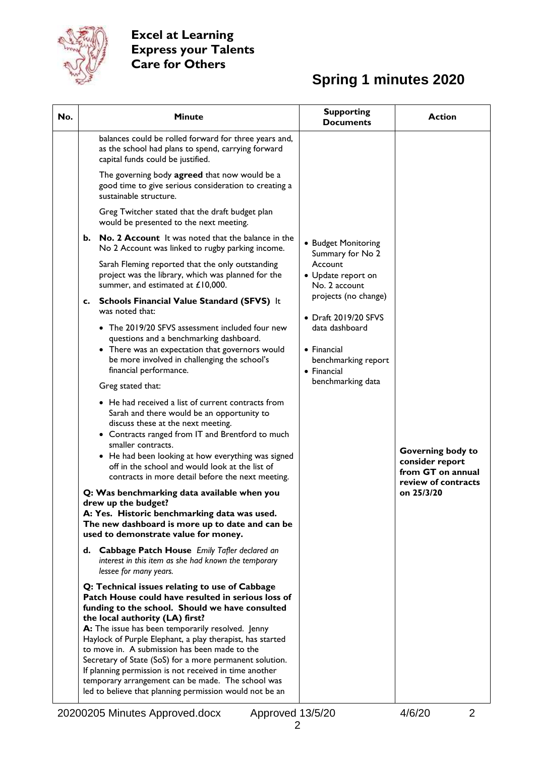Excel at Learning
Express your Talents
Care for Others

# Spring 1 minutes 2020

| No. | Minute | Supporting Documents | Action |
|---|---|---|---|
| | balances could be rolled forward for three years and, as the school had plans to spend, carrying forward capital funds could be justified.<br><br>The governing body **agreed** that now would be a good time to give serious consideration to creating a sustainable structure.<br><br>Greg Twitcher stated that the draft budget plan would be presented to the next meeting.<br><br>**b. No. 2 Account** It was noted that the balance in the No 2 Account was linked to rugby parking income.<br><br>Sarah Fleming reported that the only outstanding project was the library, which was planned for the summer, and estimated at £10,000.<br><br>**c. Schools Financial Value Standard (SFVS)** It was noted that:<br>• The 2019/20 SFVS assessment included four new questions and a benchmarking dashboard.<br>• There was an expectation that governors would be more involved in challenging the school's financial performance.<br><br>Greg stated that:<br>• He had received a list of current contracts from Sarah and there would be an opportunity to discuss these at the next meeting.<br>• Contracts ranged from IT and Brentford to much smaller contracts.<br>• He had been looking at how everything was signed off in the school and would look at the list of contracts in more detail before the next meeting.<br><br>**Q: Was benchmarking data available when you drew up the budget?**<br>**A: Yes. Historic benchmarking data was used. The new dashboard is more up to date and can be used to demonstrate value for money.**<br><br>**d. Cabbage Patch House** *Emily Tafler declared an interest in this item as she had known the temporary lessee for many years.*<br><br>**Q: Technical issues relating to use of Cabbage Patch House could have resulted in serious loss of funding to the school. Should we have consulted the local authority (LA) first?**<br>**A:** The issue has been temporarily resolved. Jenny Haylock of Purple Elephant, a play therapist, has started to move in. A submission has been made to the Secretary of State (SoS) for a more permanent solution. If planning permission is not received in time another temporary arrangement can be made. The school was led to believe that planning permission would not be an | • Budget Monitoring Summary for No 2 Account<br>• Update report on No. 2 account projects (no change)<br><br>• Draft 2019/20 SFVS data dashboard<br><br>• Financial benchmarking report<br>• Financial benchmarking data | **Governing body to consider report from GT on annual review of contracts on 25/3/20** |

20200205 Minutes Approved.docx Approved 13/5/20 4/6/20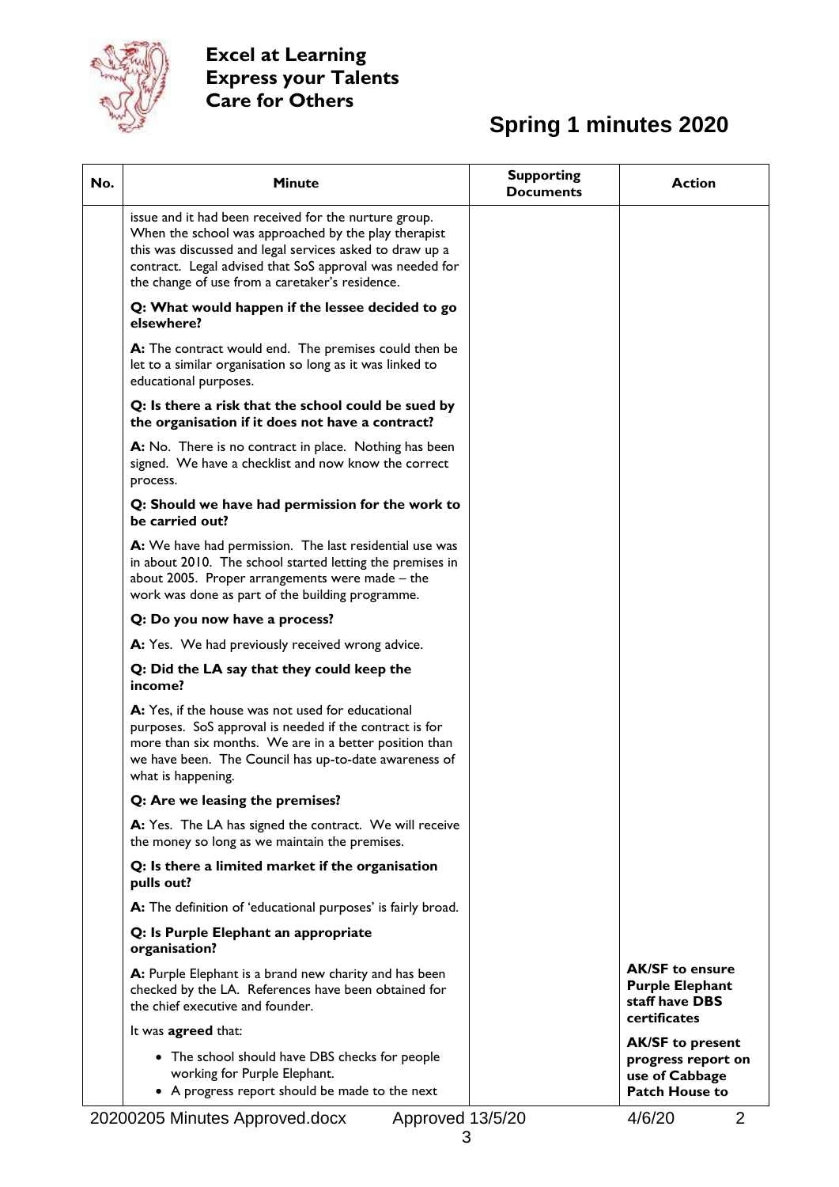**Excel at Learning**
**Express your Talents**
**Care for Others**

# Spring 1 minutes 2020

| No. | Minute | Supporting Documents | Action |
|---|---|---|---|
| | issue and it had been received for the nurture group. When the school was approached by the play therapist this was discussed and legal services asked to draw up a contract. Legal advised that SoS approval was needed for the change of use from a caretaker's residence.<br><br>**Q: What would happen if the lessee decided to go elsewhere?**<br><br>**A:** The contract would end. The premises could then be let to a similar organisation so long as it was linked to educational purposes.<br><br>**Q: Is there a risk that the school could be sued by the organisation if it does not have a contract?**<br><br>**A:** No. There is no contract in place. Nothing has been signed. We have a checklist and now know the correct process.<br><br>**Q: Should we have had permission for the work to be carried out?**<br><br>**A:** We have had permission. The last residential use was in about 2010. The school started letting the premises in about 2005. Proper arrangements were made – the work was done as part of the building programme.<br><br>**Q: Do you now have a process?**<br><br>**A:** Yes. We had previously received wrong advice.<br><br>**Q: Did the LA say that they could keep the income?**<br><br>**A:** Yes, if the house was not used for educational purposes. SoS approval is needed if the contract is for more than six months. We are in a better position than we have been. The Council has up-to-date awareness of what is happening.<br><br>**Q: Are we leasing the premises?**<br><br>**A:** Yes. The LA has signed the contract. We will receive the money so long as we maintain the premises.<br><br>**Q: Is there a limited market if the organisation pulls out?**<br><br>**A:** The definition of 'educational purposes' is fairly broad.<br><br>**Q: Is Purple Elephant an appropriate organisation?**<br><br>**A:** Purple Elephant is a brand new charity and has been checked by the LA. References have been obtained for the chief executive and founder.<br><br>It was **agreed** that:<br><br>• The school should have DBS checks for people working for Purple Elephant.<br>• A progress report should be made to the next | | **AK/SF to ensure Purple Elephant staff have DBS certificates**<br><br>**AK/SF to present progress report on use of Cabbage Patch House to** |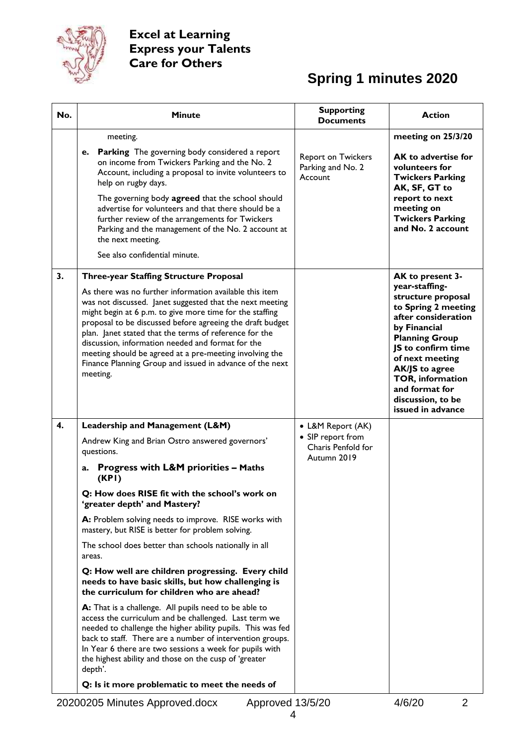**Excel at Learning**
**Express your Talents**
**Care for Others**

# Spring 1 minutes 2020

| No. | Minute | Supporting Documents | Action |
|---|---|---|---|
| | meeting.<br><br>**e. Parking** The governing body considered a report on income from Twickers Parking and the No. 2 Account, including a proposal to invite volunteers to help on rugby days.<br><br>The governing body **agreed** that the school should advertise for volunteers and that there should be a further review of the arrangements for Twickers Parking and the management of the No. 2 account at the next meeting.<br><br>See also confidential minute. | Report on Twickers Parking and No. 2 Account | **meeting on 25/3/20**<br><br>**AK to advertise for volunteers for Twickers Parking**<br>**AK, SF, GT to report to next meeting on Twickers Parking and No. 2 account** |
| **3.** | **Three-year Staffing Structure Proposal**<br><br>As there was no further information available this item was not discussed. Janet suggested that the next meeting might begin at 6 p.m. to give more time for the staffing proposal to be discussed before agreeing the draft budget plan. Janet stated that the terms of reference for the discussion, information needed and format for the meeting should be agreed at a pre-meeting involving the Finance Planning Group and issued in advance of the next meeting. | | **AK to present 3-year-staffing-structure proposal to Spring 2 meeting after consideration by Financial Planning Group**<br>**JS to confirm time of next meeting**<br>**AK/JS to agree TOR, information and format for discussion, to be issued in advance** |
| **4.** | **Leadership and Management (L&M)**<br><br>Andrew King and Brian Ostro answered governors' questions.<br><br>**a. Progress with L&M priorities – Maths (KP1)**<br><br>**Q: How does RISE fit with the school's work on 'greater depth' and Mastery?**<br><br>**A:** Problem solving needs to improve. RISE works with mastery, but RISE is better for problem solving.<br><br>The school does better than schools nationally in all areas.<br><br>**Q: How well are children progressing. Every child needs to have basic skills, but how challenging is the curriculum for children who are ahead?**<br><br>**A:** That is a challenge. All pupils need to be able to access the curriculum and be challenged. Last term we needed to challenge the higher ability pupils. This was fed back to staff. There are a number of intervention groups. In Year 6 there are two sessions a week for pupils with the highest ability and those on the cusp of 'greater depth'.<br><br>**Q: Is it more problematic to meet the needs of** | • L&M Report (AK)<br>• SIP report from Charis Penfold for Autumn 2019 | |

20200205 Minutes Approved.docx Approved 13/5/20 4/6/20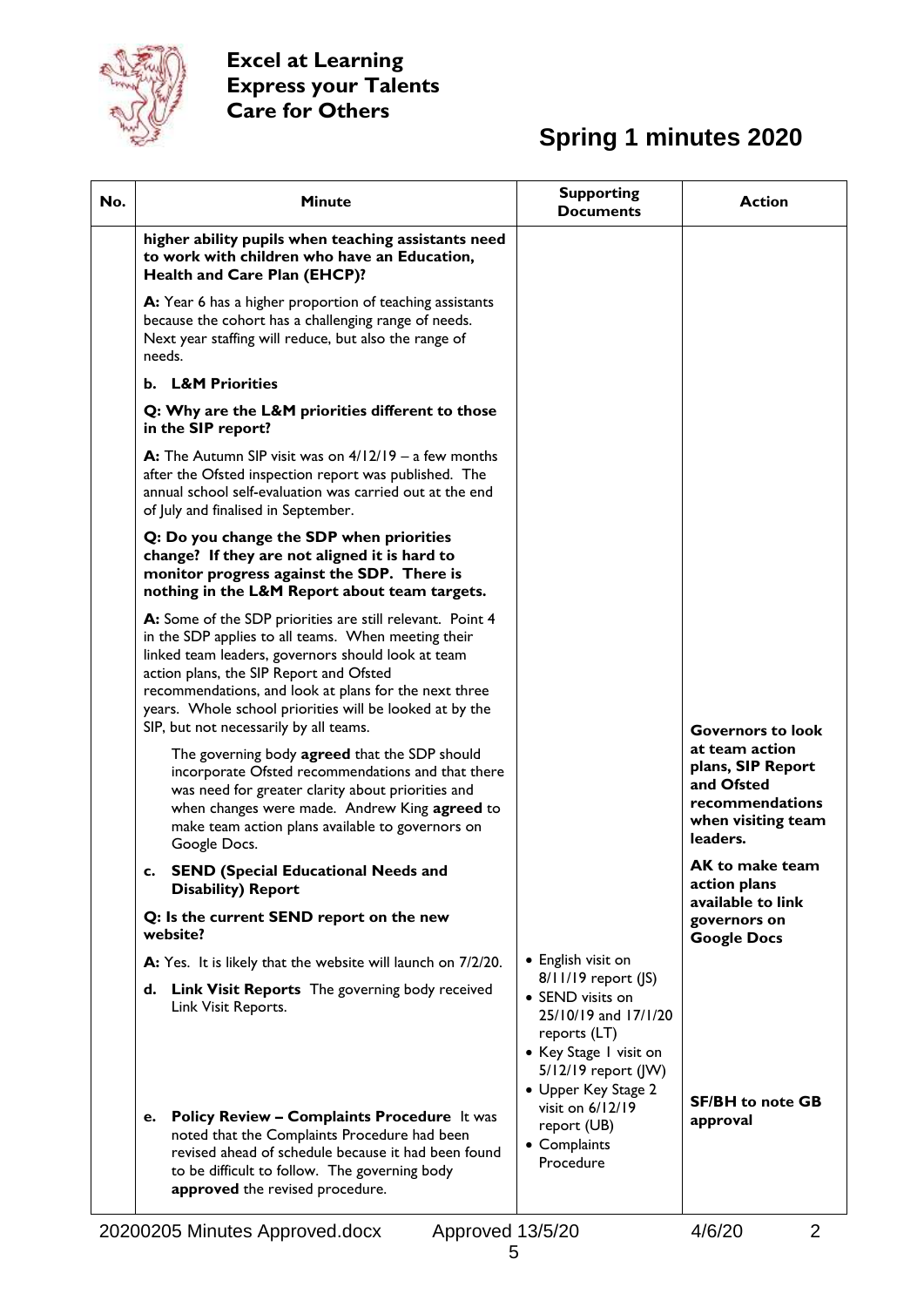**Excel at Learning**
**Express your Talents**
**Care for Others**

# Spring 1 minutes 2020

| No. | Minute | Supporting Documents | Action |
|---|---|---|---|
| | **higher ability pupils when teaching assistants need to work with children who have an Education, Health and Care Plan (EHCP)?**<br><br>**A:** Year 6 has a higher proportion of teaching assistants because the cohort has a challenging range of needs. Next year staffing will reduce, but also the range of needs.<br><br>**b. L&M Priorities**<br><br>**Q: Why are the L&M priorities different to those in the SIP report?**<br><br>**A:** The Autumn SIP visit was on 4/12/19 – a few months after the Ofsted inspection report was published. The annual school self-evaluation was carried out at the end of July and finalised in September.<br><br>**Q: Do you change the SDP when priorities change? If they are not aligned it is hard to monitor progress against the SDP. There is nothing in the L&M Report about team targets.**<br><br>**A:** Some of the SDP priorities are still relevant. Point 4 in the SDP applies to all teams. When meeting their linked team leaders, governors should look at team action plans, the SIP Report and Ofsted recommendations, and look at plans for the next three years. Whole school priorities will be looked at by the SIP, but not necessarily by all teams.<br><br>The governing body **agreed** that the SDP should incorporate Ofsted recommendations and that there was need for greater clarity about priorities and when changes were made. Andrew King **agreed** to make team action plans available to governors on Google Docs. | | **Governors to look at team action plans, SIP Report and Ofsted recommendations when visiting team leaders.**<br><br>**AK to make team action plans available to link governors on Google Docs** |
| | **c. SEND (Special Educational Needs and Disability) Report**<br><br>**Q: Is the current SEND report on the new website?**<br><br>**A:** Yes. It is likely that the website will launch on 7/2/20. | | |
| | **d. Link Visit Reports** The governing body received Link Visit Reports. | • English visit on 8/11/19 report (JS)<br>• SEND visits on 25/10/19 and 17/1/20 reports (LT)<br>• Key Stage 1 visit on 5/12/19 report (JW)<br>• Upper Key Stage 2 visit on 6/12/19 report (UB) | |
| | **e. Policy Review – Complaints Procedure** It was noted that the Complaints Procedure had been revised ahead of schedule because it had been found to be difficult to follow. The governing body **approved** the revised procedure. | • Complaints Procedure | **SF/BH to note GB approval** |

20200205 Minutes Approved.docx Approved 13/5/20 4/6/20 2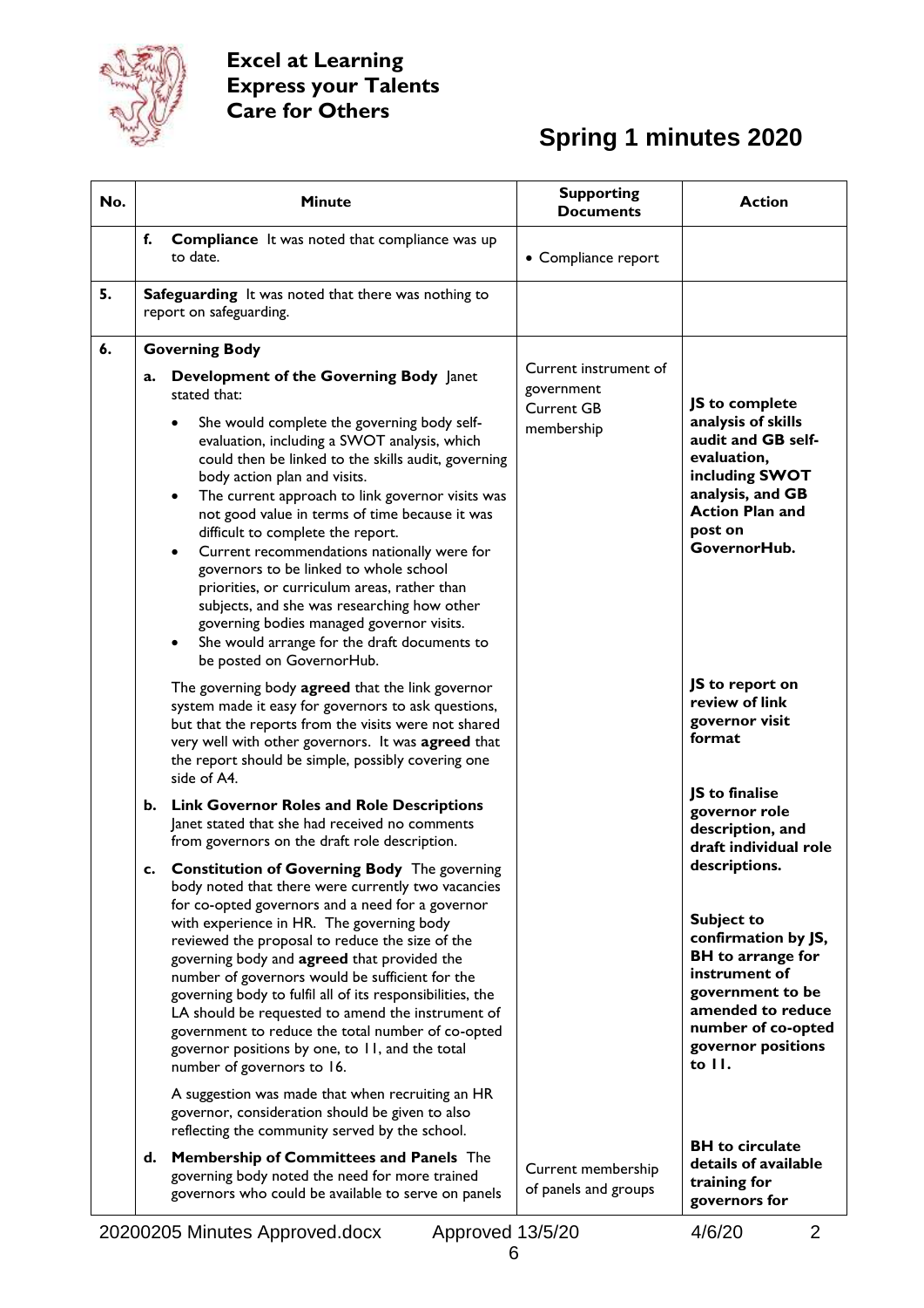**Excel at Learning**
**Express your Talents**
**Care for Others**

# Spring 1 minutes 2020

| No. | Minute | Supporting Documents | Action |
|---|---|---|---|
| | **f. Compliance** It was noted that compliance was up to date. | • Compliance report | |
| **5.** | **Safeguarding** It was noted that there was nothing to report on safeguarding. | | |
| **6.** | **Governing Body**<br><br>**a. Development of the Governing Body** Janet stated that:<br>• She would complete the governing body self-evaluation, including a SWOT analysis, which could then be linked to the skills audit, governing body action plan and visits.<br>• The current approach to link governor visits was not good value in terms of time because it was difficult to complete the report.<br>• Current recommendations nationally were for governors to be linked to whole school priorities, or curriculum areas, rather than subjects, and she was researching how other governing bodies managed governor visits.<br>• She would arrange for the draft documents to be posted on GovernorHub.<br><br>The governing body **agreed** that the link governor system made it easy for governors to ask questions, but that the reports from the visits were not shared very well with other governors. It was **agreed** that the report should be simple, possibly covering one side of A4. | Current instrument of government<br>Current GB membership | **JS to complete analysis of skills audit and GB self-evaluation, including SWOT analysis, and GB Action Plan and post on GovernorHub.**<br><br>**JS to report on review of link governor visit format** |
| | **b. Link Governor Roles and Role Descriptions** Janet stated that she had received no comments from governors on the draft role description. | | **JS to finalise governor role description, and draft individual role descriptions.** |
| | **c. Constitution of Governing Body** The governing body noted that there were currently two vacancies for co-opted governors and a need for a governor with experience in HR. The governing body reviewed the proposal to reduce the size of the governing body and **agreed** that provided the number of governors would be sufficient for the governing body to fulfil all of its responsibilities, the LA should be requested to amend the instrument of government to reduce the total number of co-opted governor positions by one, to 11, and the total number of governors to 16.<br><br>A suggestion was made that when recruiting an HR governor, consideration should be given to also reflecting the community served by the school. | | **Subject to confirmation by JS, BH to arrange for instrument of government to be amended to reduce number of co-opted governor positions to 11.** |
| | **d. Membership of Committees and Panels** The governing body noted the need for more trained governors who could be available to serve on panels | Current membership of panels and groups | **BH to circulate details of available training for governors for** |

20200205 Minutes Approved.docx Approved 13/5/20 4/6/20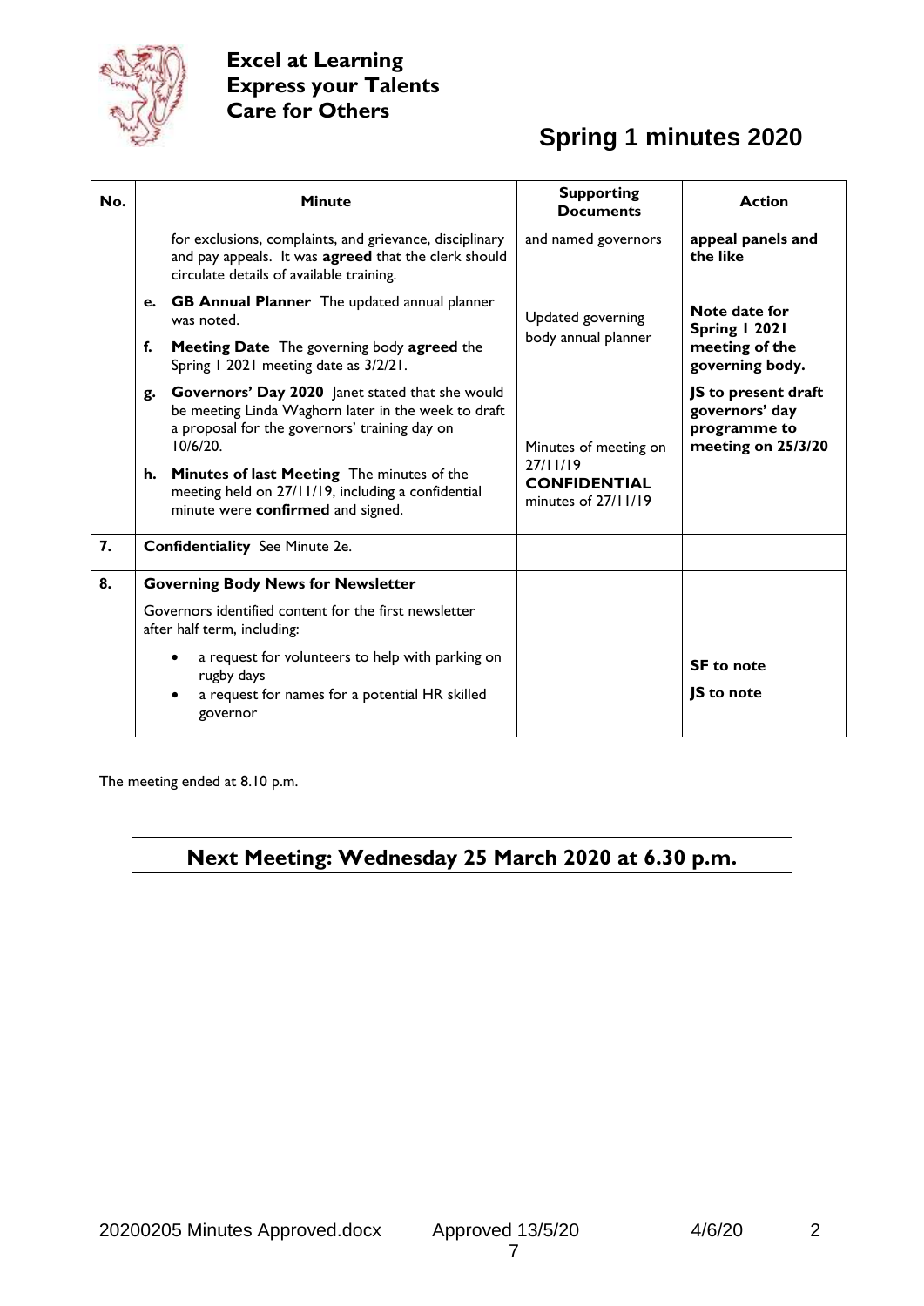**Excel at Learning**
**Express your Talents**
**Care for Others**

# Spring 1 minutes 2020

| No. | Minute | Supporting Documents | Action |
|---|---|---|---|
| | for exclusions, complaints, and grievance, disciplinary and pay appeals. It was **agreed** that the clerk should circulate details of available training. | and named governors | **appeal panels and the like** |
| | **e. GB Annual Planner** The updated annual planner was noted.<br>**f. Meeting Date** The governing body **agreed** the Spring 1 2021 meeting date as 3/2/21. | Updated governing body annual planner | **Note date for Spring 1 2021 meeting of the governing body.** |
| | **g. Governors' Day 2020** Janet stated that she would be meeting Linda Waghorn later in the week to draft a proposal for the governors' training day on 10/6/20. | | **JS to present draft governors' day programme to meeting on 25/3/20** |
| | **h. Minutes of last Meeting** The minutes of the meeting held on 27/11/19, including a confidential minute were **confirmed** and signed. | Minutes of meeting on 27/11/19<br>**CONFIDENTIAL** minutes of 27/11/19 | |
| **7.** | **Confidentiality** See Minute 2e. | | |
| **8.** | **Governing Body News for Newsletter**<br>Governors identified content for the first newsletter after half term, including:<br>• a request for volunteers to help with parking on rugby days<br>• a request for names for a potential HR skilled governor | | **SF to note**<br>**JS to note** |

The meeting ended at 8.10 p.m.

**Next Meeting: Wednesday 25 March 2020 at 6.30 p.m.**